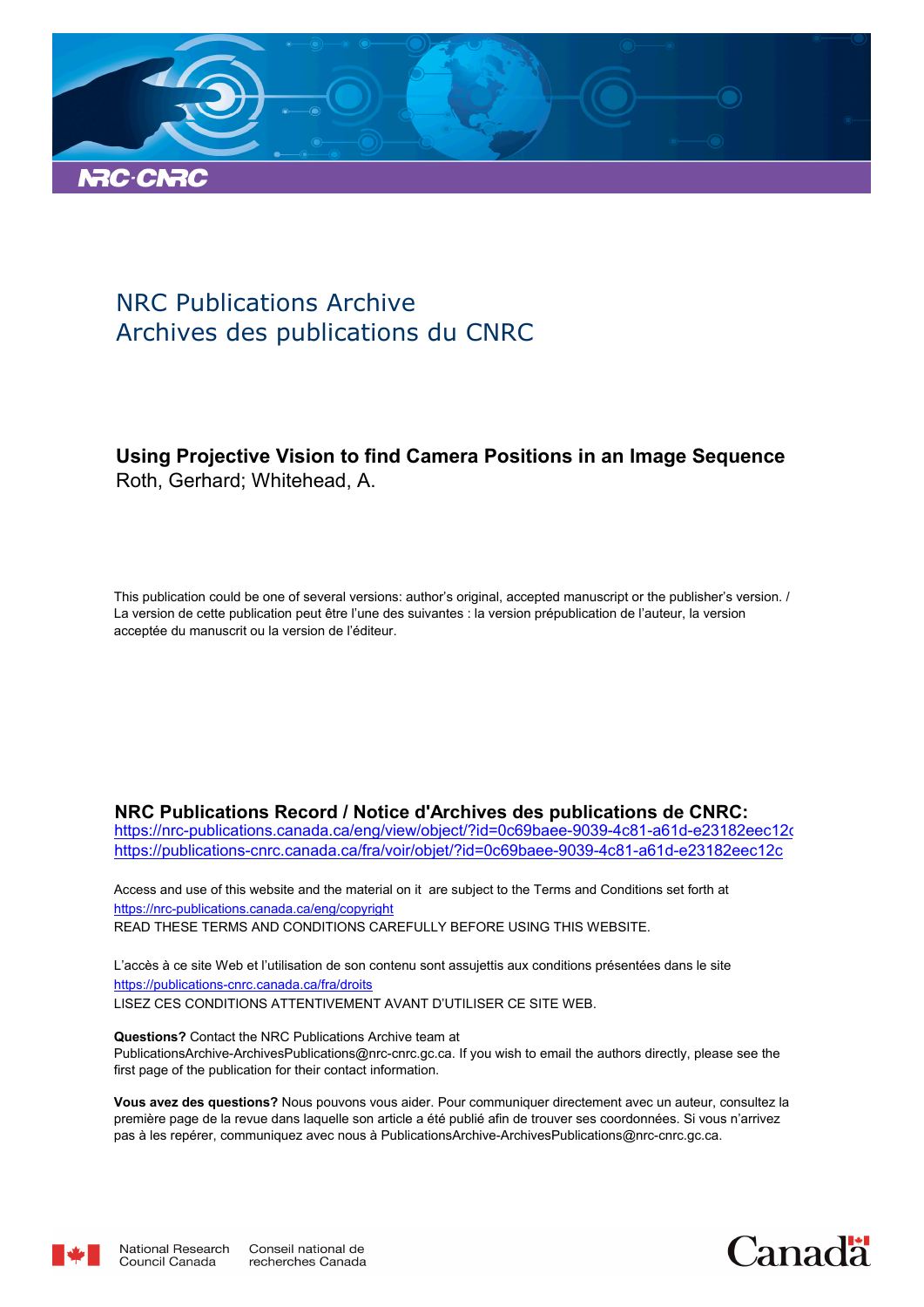NRC Publications Archive
Archives des publications du CNRC

**Using Projective Vision to find Camera Positions in an Image Sequence**
Roth, Gerhard; Whitehead, A.

This publication could be one of several versions: author's original, accepted manuscript or the publisher's version. / La version de cette publication peut être l'une des suivantes : la version prépublication de l'auteur, la version acceptée du manuscrit ou la version de l'éditeur.

**NRC Publications Record / Notice d'Archives des publications de CNRC:**
https://nrc-publications.canada.ca/eng/view/object/?id=0c69baee-9039-4c81-a61d-e23182eec12c
https://publications-cnrc.canada.ca/fra/voir/objet/?id=0c69baee-9039-4c81-a61d-e23182eec12c

Access and use of this website and the material on it are subject to the Terms and Conditions set forth at
https://nrc-publications.canada.ca/eng/copyright
READ THESE TERMS AND CONDITIONS CAREFULLY BEFORE USING THIS WEBSITE.

L'accès à ce site Web et l'utilisation de son contenu sont assujettis aux conditions présentées dans le site
https://publications-cnrc.canada.ca/fra/droits
LISEZ CES CONDITIONS ATTENTIVEMENT AVANT D'UTILISER CE SITE WEB.

**Questions?** Contact the NRC Publications Archive team at
PublicationsArchive-ArchivesPublications@nrc-cnrc.gc.ca. If you wish to email the authors directly, please see the first page of the publication for their contact information.

**Vous avez des questions?** Nous pouvons vous aider. Pour communiquer directement avec un auteur, consultez la première page de la revue dans laquelle son article a été publié afin de trouver ses coordonnées. Si vous n'arrivez pas à les repérer, communiquez avec nous à PublicationsArchive-ArchivesPublications@nrc-cnrc.gc.ca.

National Research Council Canada
Conseil national de recherches Canada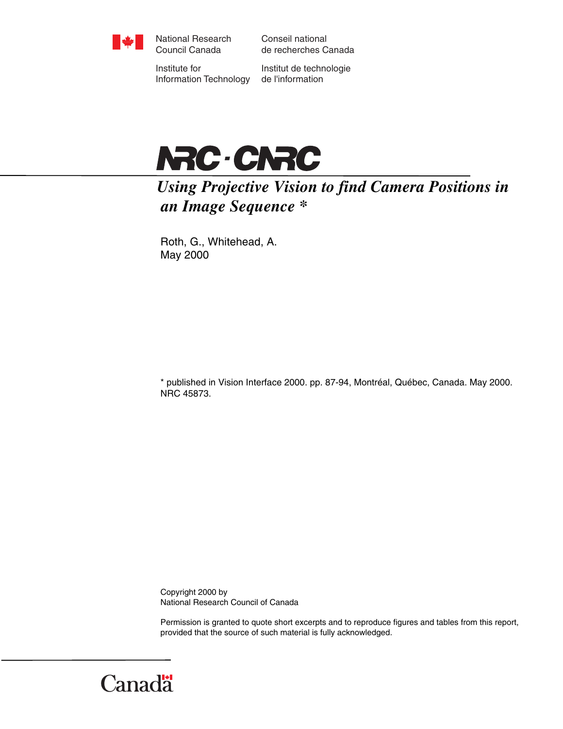National Research Council Canada

Conseil national de recherches Canada

Institute for Information Technology

Institut de technologie de l'information

NRC · CNRC

# *Using Projective Vision to find Camera Positions in an Image Sequence **

Roth, G., Whitehead, A.
May 2000

* published in Vision Interface 2000. pp. 87-94, Montréal, Québec, Canada. May 2000. NRC 45873.

Copyright 2000 by
National Research Council of Canada

Permission is granted to quote short excerpts and to reproduce figures and tables from this report, provided that the source of such material is fully acknowledged.

Canada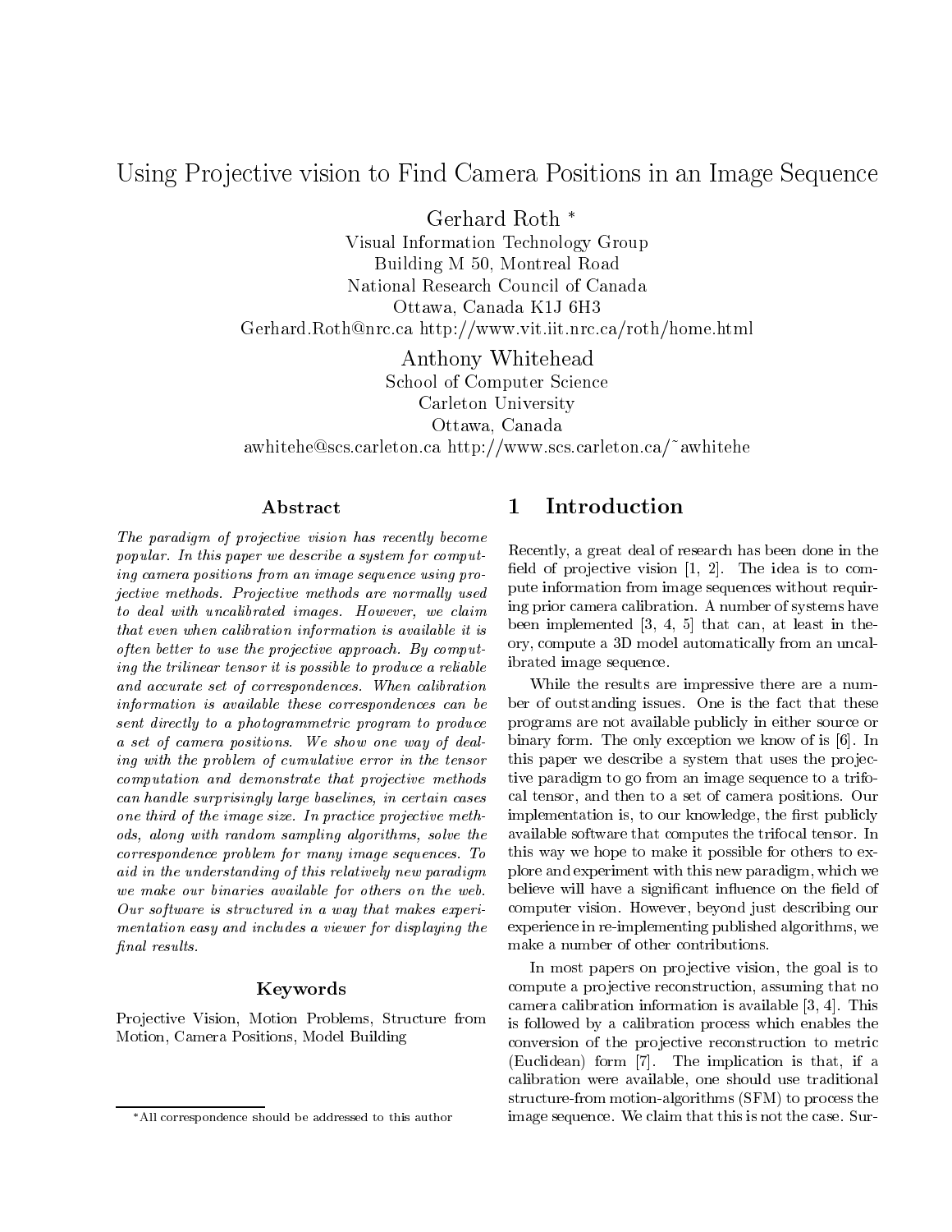// Using Projective vision to Find Camera Positions in an Image Sequence

Gerhard Roth [*]

Visual Information Technology Group
Building M 50, Montreal Road
National Research Council of Canada
Ottawa, Canada K1J 6H3
Gerhard.Roth@nrc.ca http://www.vit.iit.nrc.ca/roth/home.html

Anthony Whitehead

School of Computer Science
Carleton University
Ottawa, Canada
awhitehe@scs.carleton.ca http://www.scs.carleton.ca/~awhitehe

### Abstract

*The paradigm of projective vision has recently become popular. In this paper we describe a system for computing camera positions from an image sequence using projective methods. Projective methods are normally used to deal with uncalibrated images. However, we claim that even when calibration information is available it is often better to use the projective approach. By computing the trilinear tensor it is possible to produce a reliable and accurate set of correspondences. When calibration information is available these correspondences can be sent directly to a photogrammetric program to produce a set of camera positions. We show one way of dealing with the problem of cumulative error in the tensor computation and demonstrate that projective methods can handle surprisingly large baselines, in certain cases one third of the image size. In practice projective methods, along with random sampling algorithms, solve the correspondence problem for many image sequences. To aid in the understanding of this relatively new paradigm we make our binaries available for others on the web. Our software is structured in a way that makes experimentation easy and includes a viewer for displaying the final results.*

### Keywords

Projective Vision, Motion Problems, Structure from Motion, Camera Positions, Model Building

[*] All correspondence should be addressed to this author

## 1 Introduction

Recently, a great deal of research has been done in the field of projective vision [1, 2]. The idea is to compute information from image sequences without requiring prior camera calibration. A number of systems have been implemented [3, 4, 5] that can, at least in theory, compute a 3D model automatically from an uncalibrated image sequence.

While the results are impressive there are a number of outstanding issues. One is the fact that these programs are not available publicly in either source or binary form. The only exception we know of is [6]. In this paper we describe a system that uses the projective paradigm to go from an image sequence to a trifocal tensor, and then to a set of camera positions. Our implementation is, to our knowledge, the first publicly available software that computes the trifocal tensor. In this way we hope to make it possible for others to explore and experiment with this new paradigm, which we believe will have a significant influence on the field of computer vision. However, beyond just describing our experience in re-implementing published algorithms, we make a number of other contributions.

In most papers on projective vision, the goal is to compute a projective reconstruction, assuming that no camera calibration information is available [3, 4]. This is followed by a calibration process which enables the conversion of the projective reconstruction to metric (Euclidean) form [7]. The implication is that, if a calibration were available, one should use traditional structure-from motion-algorithms (SFM) to process the image sequence. We claim that this is not the case. Sur-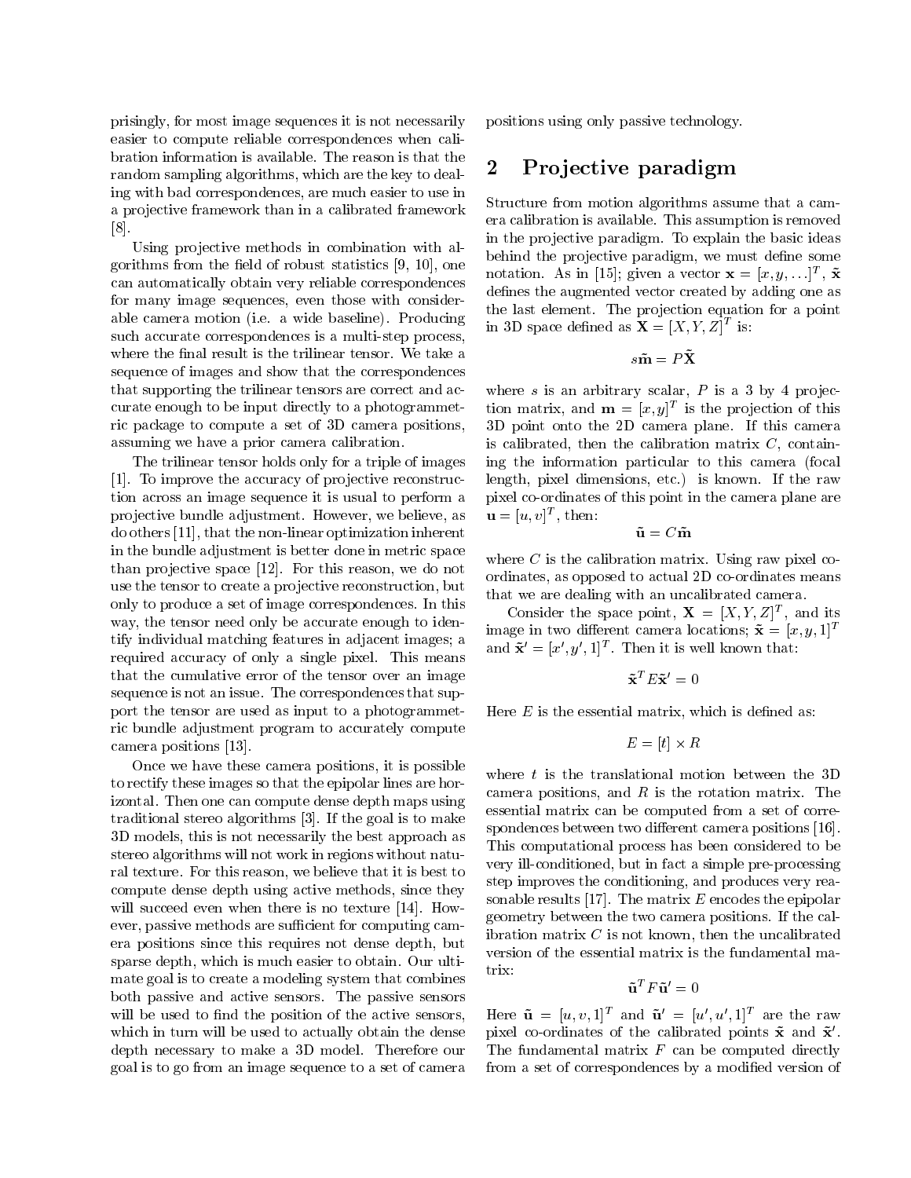prisingly, for most image sequences it is not necessarily easier to compute reliable correspondences when calibration information is available. The reason is that the random sampling algorithms, which are the key to dealing with bad correspondences, are much easier to use in a projective framework than in a calibrated framework [8].

Using projective methods in combination with algorithms from the field of robust statistics [9, 10], one can automatically obtain very reliable correspondences for many image sequences, even those with considerable camera motion (i.e. a wide baseline). Producing such accurate correspondences is a multi-step process, where the final result is the trilinear tensor. We take a sequence of images and show that the correspondences that supporting the trilinear tensors are correct and accurate enough to be input directly to a photogrammetric package to compute a set of 3D camera positions, assuming we have a prior camera calibration.

The trilinear tensor holds only for a triple of images [1]. To improve the accuracy of projective reconstruction across an image sequence it is usual to perform a projective bundle adjustment. However, we believe, as do others [11], that the non-linear optimization inherent in the bundle adjustment is better done in metric space than projective space [12]. For this reason, we do not use the tensor to create a projective reconstruction, but only to produce a set of image correspondences. In this way, the tensor need only be accurate enough to identify individual matching features in adjacent images; a required accuracy of only a single pixel. This means that the cumulative error of the tensor over an image sequence is not an issue. The correspondences that support the tensor are used as input to a photogrammetric bundle adjustment program to accurately compute camera positions [13].

Once we have these camera positions, it is possible to rectify these images so that the epipolar lines are horizontal. Then one can compute dense depth maps using traditional stereo algorithms [3]. If the goal is to make 3D models, this is not necessarily the best approach as stereo algorithms will not work in regions without natural texture. For this reason, we believe that it is best to compute dense depth using active methods, since they will succeed even when there is no texture [14]. However, passive methods are sufficient for computing camera positions since this requires not dense depth, but sparse depth, which is much easier to obtain. Our ultimate goal is to create a modeling system that combines both passive and active sensors. The passive sensors will be used to find the position of the active sensors, which in turn will be used to actually obtain the dense depth necessary to make a 3D model. Therefore our goal is to go from an image sequence to a set of camera positions using only passive technology.

## 2 Projective paradigm

Structure from motion algorithms assume that a camera calibration is available. This assumption is removed in the projective paradigm. To explain the basic ideas behind the projective paradigm, we must define some notation. As in [15]; given a vector $\mathbf{x} = [x, y, \ldots]^T$, $\tilde{\mathbf{x}}$ defines the augmented vector created by adding one as the last element. The projection equation for a point in 3D space defined as $\mathbf{X} = [X, Y, Z]^T$ is:

$$s\tilde{\mathbf{m}} = P\tilde{\mathbf{X}}$$

where $s$ is an arbitrary scalar, $P$ is a 3 by 4 projection matrix, and $\mathbf{m} = [x, y]^T$ is the projection of this 3D point onto the 2D camera plane. If this camera is calibrated, then the calibration matrix $C$, containing the information particular to this camera (focal length, pixel dimensions, etc.) is known. If the raw pixel co-ordinates of this point in the camera plane are $\mathbf{u} = [u, v]^T$, then:

$$\tilde{\mathbf{u}} = C\tilde{\mathbf{m}}$$

where $C$ is the calibration matrix. Using raw pixel co-ordinates, as opposed to actual 2D co-ordinates means that we are dealing with an uncalibrated camera.

Consider the space point, $\mathbf{X} = [X, Y, Z]^T$, and its image in two different camera locations; $\tilde{\mathbf{x}} = [x, y, 1]^T$ and $\tilde{\mathbf{x}}' = [x', y', 1]^T$. Then it is well known that:

$$\tilde{\mathbf{x}}^T E \tilde{\mathbf{x}}' = 0$$

Here $E$ is the essential matrix, which is defined as:

$$E = [t] \times R$$

where $t$ is the translational motion between the 3D camera positions, and $R$ is the rotation matrix. The essential matrix can be computed from a set of correspondences between two different camera positions [16]. This computational process has been considered to be very ill-conditioned, but in fact a simple pre-processing step improves the conditioning, and produces very reasonable results [17]. The matrix $E$ encodes the epipolar geometry between the two camera positions. If the calibration matrix $C$ is not known, then the uncalibrated version of the essential matrix is the fundamental matrix:

$$\tilde{\mathbf{u}}^T F \tilde{\mathbf{u}}' = 0$$

Here $\tilde{\mathbf{u}} = [u, v, 1]^T$ and $\tilde{\mathbf{u}}' = [u', u', 1]^T$ are the raw pixel co-ordinates of the calibrated points $\tilde{\mathbf{x}}$ and $\tilde{\mathbf{x}}'$. The fundamental matrix $F$ can be computed directly from a set of correspondences by a modified version of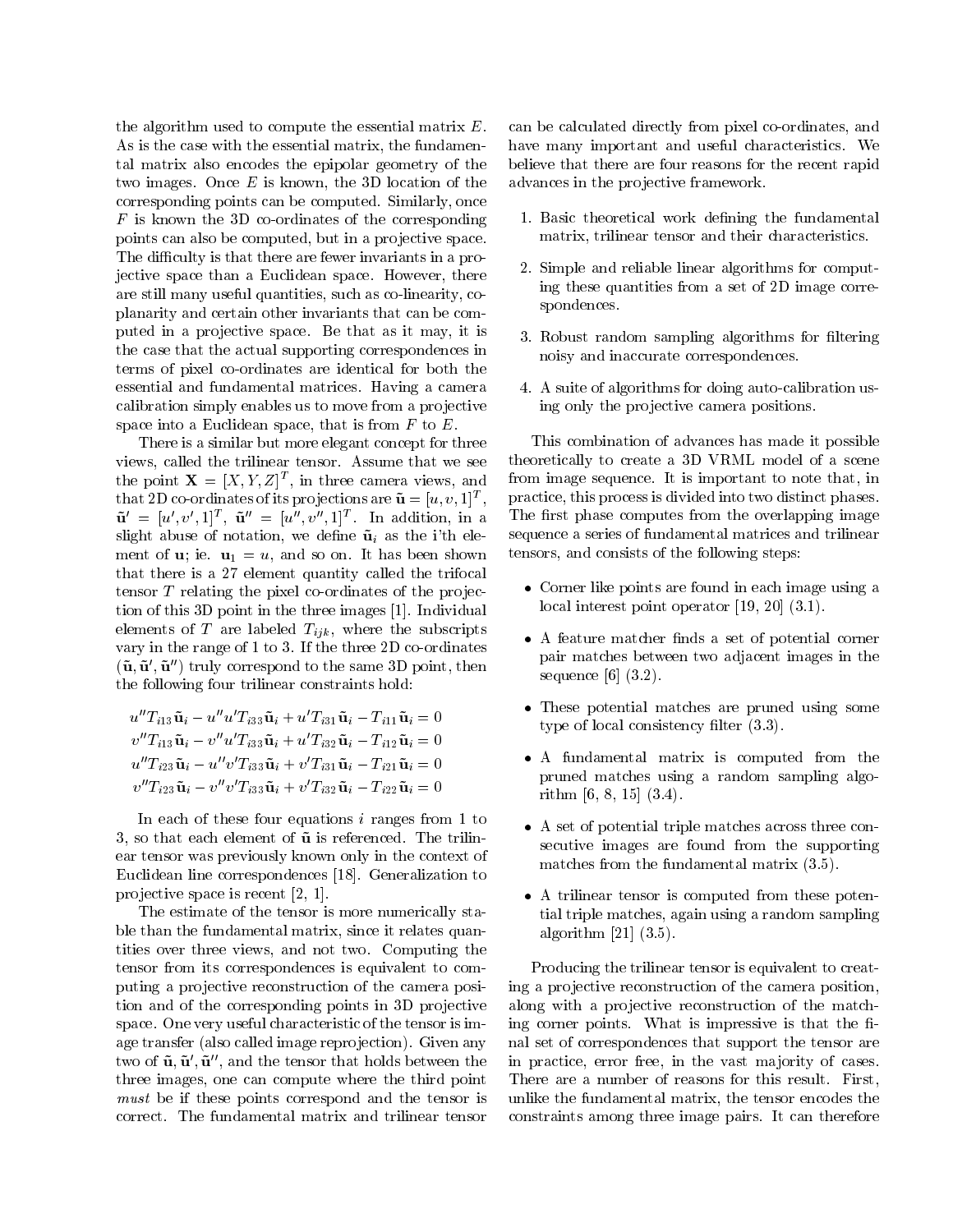the algorithm used to compute the essential matrix $E$. As is the case with the essential matrix, the fundamental matrix also encodes the epipolar geometry of the two images. Once $E$ is known, the 3D location of the corresponding points can be computed. Similarly, once $F$ is known the 3D co-ordinates of the corresponding points can also be computed, but in a projective space. The difficulty is that there are fewer invariants in a projective space than a Euclidean space. However, there are still many useful quantities, such as co-linearity, co-planarity and certain other invariants that can be computed in a projective space. Be that as it may, it is the case that the actual supporting correspondences in terms of pixel co-ordinates are identical for both the essential and fundamental matrices. Having a camera calibration simply enables us to move from a projective space into a Euclidean space, that is from $F$ to $E$.

There is a similar but more elegant concept for three views, called the trilinear tensor. Assume that we see the point $\mathbf{X} = [X, Y, Z]^T$, in three camera views, and that 2D co-ordinates of its projections are $\tilde{\mathbf{u}} = [u, v, 1]^T$, $\tilde{\mathbf{u}}' = [u', v', 1]^T$, $\tilde{\mathbf{u}}'' = [u'', v'', 1]^T$. In addition, in a slight abuse of notation, we define $\tilde{\mathbf{u}}_i$ as the i'th element of $\mathbf{u}$; ie. $\mathbf{u}_1 = u$, and so on. It has been shown that there is a 27 element quantity called the trifocal tensor $T$ relating the pixel co-ordinates of the projection of this 3D point in the three images [1]. Individual elements of $T$ are labeled $T_{ijk}$, where the subscripts vary in the range of 1 to 3. If the three 2D co-ordinates $(\tilde{\mathbf{u}}, \tilde{\mathbf{u}}', \tilde{\mathbf{u}}'')$ truly correspond to the same 3D point, then the following four trilinear constraints hold:

$$
\begin{aligned}
u''T_{i13}\tilde{\mathbf{u}}_i - u''u'T_{i33}\tilde{\mathbf{u}}_i + u'T_{i31}\tilde{\mathbf{u}}_i - T_{i11}\tilde{\mathbf{u}}_i &= 0\\
v''T_{i13}\tilde{\mathbf{u}}_i - v''u'T_{i33}\tilde{\mathbf{u}}_i + u'T_{i32}\tilde{\mathbf{u}}_i - T_{i12}\tilde{\mathbf{u}}_i &= 0\\
u''T_{i23}\tilde{\mathbf{u}}_i - u''v'T_{i33}\tilde{\mathbf{u}}_i + v'T_{i31}\tilde{\mathbf{u}}_i - T_{i21}\tilde{\mathbf{u}}_i &= 0\\
v''T_{i23}\tilde{\mathbf{u}}_i - v''v'T_{i33}\tilde{\mathbf{u}}_i + v'T_{i32}\tilde{\mathbf{u}}_i - T_{i22}\tilde{\mathbf{u}}_i &= 0
\end{aligned}
$$

In each of these four equations $i$ ranges from 1 to 3, so that each element of $\tilde{\mathbf{u}}$ is referenced. The trilinear tensor was previously known only in the context of Euclidean line correspondences [18]. Generalization to projective space is recent [2, 1].

The estimate of the tensor is more numerically stable than the fundamental matrix, since it relates quantities over three views, and not two. Computing the tensor from its correspondences is equivalent to computing a projective reconstruction of the camera position and of the corresponding points in 3D projective space. One very useful characteristic of the tensor is image transfer (also called image reprojection). Given any two of $\tilde{\mathbf{u}}, \tilde{\mathbf{u}}', \tilde{\mathbf{u}}''$, and the tensor that holds between the three images, one can compute where the third point *must* be if these points correspond and the tensor is correct. The fundamental matrix and trilinear tensor can be calculated directly from pixel co-ordinates, and have many important and useful characteristics. We believe that there are four reasons for the recent rapid advances in the projective framework.

1. Basic theoretical work defining the fundamental matrix, trilinear tensor and their characteristics.
2. Simple and reliable linear algorithms for computing these quantities from a set of 2D image correspondences.
3. Robust random sampling algorithms for filtering noisy and inaccurate correspondences.
4. A suite of algorithms for doing auto-calibration using only the projective camera positions.

This combination of advances has made it possible theoretically to create a 3D VRML model of a scene from image sequence. It is important to note that, in practice, this process is divided into two distinct phases. The first phase computes from the overlapping image sequence a series of fundamental matrices and trilinear tensors, and consists of the following steps:

- Corner like points are found in each image using a local interest point operator [19, 20] (3.1).
- A feature matcher finds a set of potential corner pair matches between two adjacent images in the sequence [6] (3.2).
- These potential matches are pruned using some type of local consistency filter (3.3).
- A fundamental matrix is computed from the pruned matches using a random sampling algorithm [6, 8, 15] (3.4).
- A set of potential triple matches across three consecutive images are found from the supporting matches from the fundamental matrix (3.5).
- A trilinear tensor is computed from these potential triple matches, again using a random sampling algorithm [21] (3.5).

Producing the trilinear tensor is equivalent to creating a projective reconstruction of the camera position, along with a projective reconstruction of the matching corner points. What is impressive is that the final set of correspondences that support the tensor are in practice, error free, in the vast majority of cases. There are a number of reasons for this result. First, unlike the fundamental matrix, the tensor encodes the constraints among three image pairs. It can therefore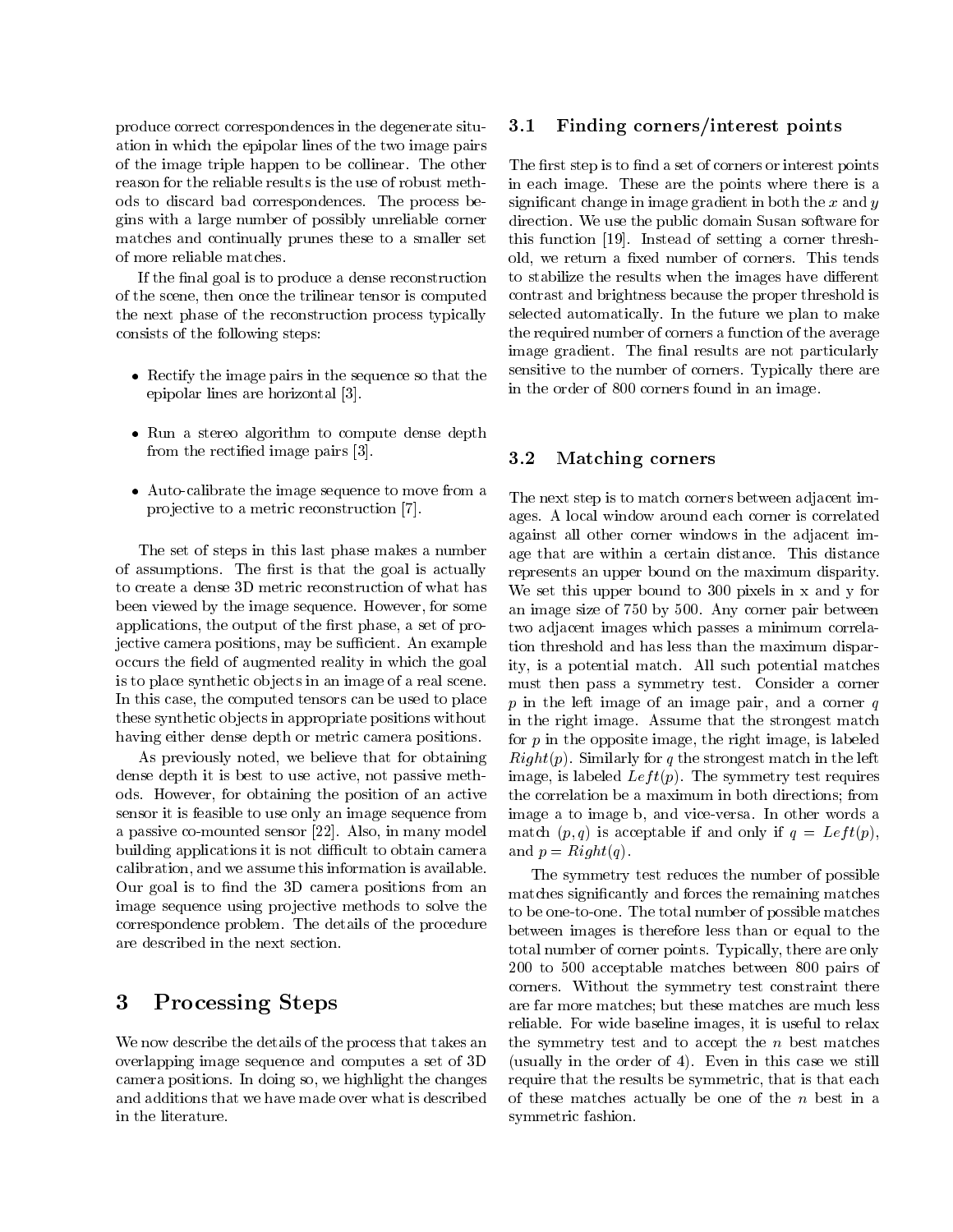produce correct correspondences in the degenerate situation in which the epipolar lines of the two image pairs of the image triple happen to be collinear. The other reason for the reliable results is the use of robust methods to discard bad correspondences. The process begins with a large number of possibly unreliable corner matches and continually prunes these to a smaller set of more reliable matches.

If the final goal is to produce a dense reconstruction of the scene, then once the trilinear tensor is computed the next phase of the reconstruction process typically consists of the following steps:

- Rectify the image pairs in the sequence so that the epipolar lines are horizontal [3].
- Run a stereo algorithm to compute dense depth from the rectified image pairs [3].
- Auto-calibrate the image sequence to move from a projective to a metric reconstruction [7].

The set of steps in this last phase makes a number of assumptions. The first is that the goal is actually to create a dense 3D metric reconstruction of what has been viewed by the image sequence. However, for some applications, the output of the first phase, a set of projective camera positions, may be sufficient. An example occurs the field of augmented reality in which the goal is to place synthetic objects in an image of a real scene. In this case, the computed tensors can be used to place these synthetic objects in appropriate positions without having either dense depth or metric camera positions.

As previously noted, we believe that for obtaining dense depth it is best to use active, not passive methods. However, for obtaining the position of an active sensor it is feasible to use only an image sequence from a passive co-mounted sensor [22]. Also, in many model building applications it is not difficult to obtain camera calibration, and we assume this information is available. Our goal is to find the 3D camera positions from an image sequence using projective methods to solve the correspondence problem. The details of the procedure are described in the next section.

# 3 Processing Steps

We now describe the details of the process that takes an overlapping image sequence and computes a set of 3D camera positions. In doing so, we highlight the changes and additions that we have made over what is described in the literature.

## 3.1 Finding corners/interest points

The first step is to find a set of corners or interest points in each image. These are the points where there is a significant change in image gradient in both the $x$ and $y$ direction. We use the public domain Susan software for this function [19]. Instead of setting a corner threshold, we return a fixed number of corners. This tends to stabilize the results when the images have different contrast and brightness because the proper threshold is selected automatically. In the future we plan to make the required number of corners a function of the average image gradient. The final results are not particularly sensitive to the number of corners. Typically there are in the order of 800 corners found in an image.

## 3.2 Matching corners

The next step is to match corners between adjacent images. A local window around each corner is correlated against all other corner windows in the adjacent image that are within a certain distance. This distance represents an upper bound on the maximum disparity. We set this upper bound to 300 pixels in x and y for an image size of 750 by 500. Any corner pair between two adjacent images which passes a minimum correlation threshold and has less than the maximum disparity, is a potential match. All such potential matches must then pass a symmetry test. Consider a corner $p$ in the left image of an image pair, and a corner $q$ in the right image. Assume that the strongest match for $p$ in the opposite image, the right image, is labeled $Right(p)$. Similarly for $q$ the strongest match in the left image, is labeled $Left(p)$. The symmetry test requires the correlation be a maximum in both directions; from image a to image b, and vice-versa. In other words a match $(p, q)$ is acceptable if and only if $q = Left(p)$, and $p = Right(q)$.

The symmetry test reduces the number of possible matches significantly and forces the remaining matches to be one-to-one. The total number of possible matches between images is therefore less than or equal to the total number of corner points. Typically, there are only 200 to 500 acceptable matches between 800 pairs of corners. Without the symmetry test constraint there are far more matches; but these matches are much less reliable. For wide baseline images, it is useful to relax the symmetry test and to accept the $n$ best matches (usually in the order of 4). Even in this case we still require that the results be symmetric, that is that each of these matches actually be one of the $n$ best in a symmetric fashion.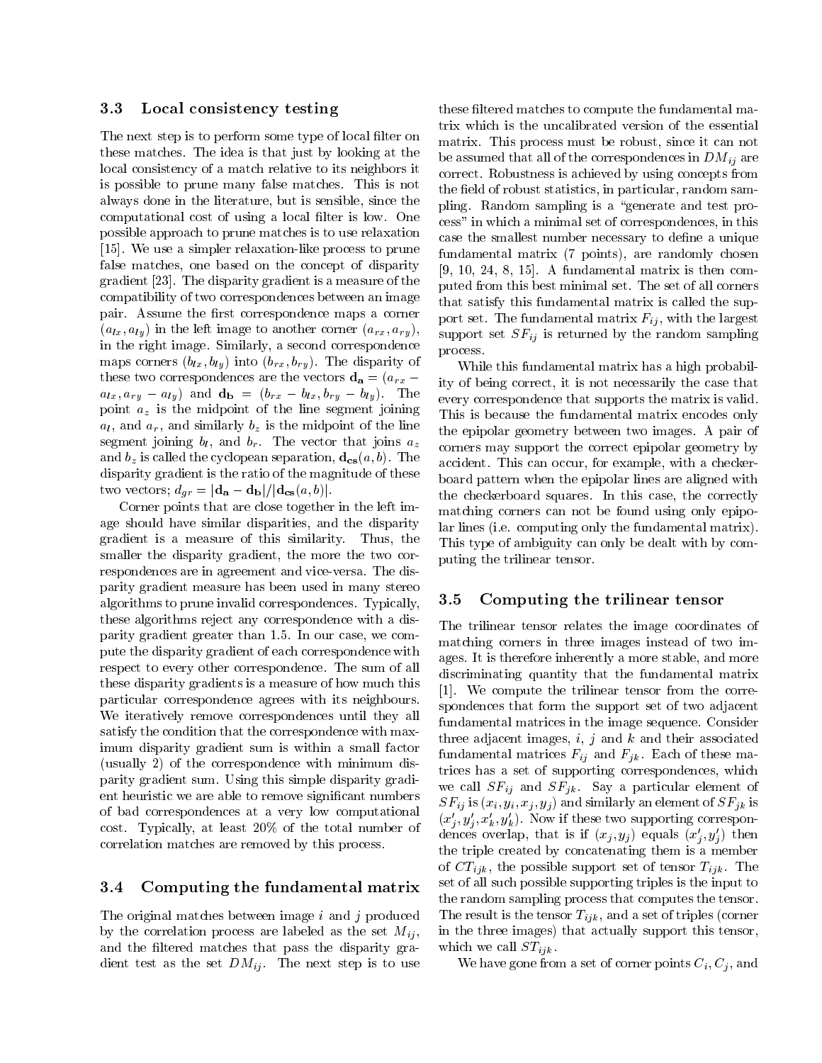### 3.3 Local consistency testing

The next step is to perform some type of local filter on these matches. The idea is that just by looking at the local consistency of a match relative to its neighbors it is possible to prune many false matches. This is not always done in the literature, but is sensible, since the computational cost of using a local filter is low. One possible approach to prune matches is to use relaxation [15]. We use a simpler relaxation-like process to prune false matches, one based on the concept of disparity gradient [23]. The disparity gradient is a measure of the compatibility of two correspondences between an image pair. Assume the first correspondence maps a corner $(a_{lx}, a_{ly})$ in the left image to another corner $(a_{rx}, a_{ry})$, in the right image. Similarly, a second correspondence maps corners $(b_{lx}, b_{ly})$ into $(b_{rx}, b_{ry})$. The disparity of these two correspondences are the vectors $\mathbf{d_a} = (a_{rx} - a_{lx}, a_{ry} - a_{ly})$ and $\mathbf{d_b} = (b_{rx} - b_{lx}, b_{ry} - b_{ly})$. The point $a_z$ is the midpoint of the line segment joining $a_l$, and $a_r$, and similarly $b_z$ is the midpoint of the line segment joining $b_l$, and $b_r$. The vector that joins $a_z$ and $b_z$ is called the cyclopean separation, $\mathbf{d_{cs}}(a, b)$. The disparity gradient is the ratio of the magnitude of these two vectors; $d_{gr} = |\mathbf{d_a} - \mathbf{d_b}|/|\mathbf{d_{cs}}(a, b)|$.

Corner points that are close together in the left image should have similar disparities, and the disparity gradient is a measure of this similarity. Thus, the smaller the disparity gradient, the more the two correspondences are in agreement and vice-versa. The disparity gradient measure has been used in many stereo algorithms to prune invalid correspondences. Typically, these algorithms reject any correspondence with a disparity gradient greater than 1.5. In our case, we compute the disparity gradient of each correspondence with respect to every other correspondence. The sum of all these disparity gradients is a measure of how much this particular correspondence agrees with its neighbours. We iteratively remove correspondences until they all satisfy the condition that the correspondence with maximum disparity gradient sum is within a small factor (usually 2) of the correspondence with minimum disparity gradient sum. Using this simple disparity gradient heuristic we are able to remove significant numbers of bad correspondences at a very low computational cost. Typically, at least 20% of the total number of correlation matches are removed by this process.

### 3.4 Computing the fundamental matrix

The original matches between image $i$ and $j$ produced by the correlation process are labeled as the set $M_{ij}$, and the filtered matches that pass the disparity gradient test as the set $DM_{ij}$. The next step is to use these filtered matches to compute the fundamental matrix which is the uncalibrated version of the essential matrix. This process must be robust, since it can not be assumed that all of the correspondences in $DM_{ij}$ are correct. Robustness is achieved by using concepts from the field of robust statistics, in particular, random sampling. Random sampling is a "generate and test process" in which a minimal set of correspondences, in this case the smallest number necessary to define a unique fundamental matrix (7 points), are randomly chosen [9, 10, 24, 8, 15]. A fundamental matrix is then computed from this best minimal set. The set of all corners that satisfy this fundamental matrix is called the support set. The fundamental matrix $F_{ij}$, with the largest support set $SF_{ij}$ is returned by the random sampling process.

While this fundamental matrix has a high probability of being correct, it is not necessarily the case that every correspondence that supports the matrix is valid. This is because the fundamental matrix encodes only the epipolar geometry between two images. A pair of corners may support the correct epipolar geometry by accident. This can occur, for example, with a checkerboard pattern when the epipolar lines are aligned with the checkerboard squares. In this case, the correctly matching corners can not be found using only epipolar lines (i.e. computing only the fundamental matrix). This type of ambiguity can only be dealt with by computing the trilinear tensor.

### 3.5 Computing the trilinear tensor

The trilinear tensor relates the image coordinates of matching corners in three images instead of two images. It is therefore inherently a more stable, and more discriminating quantity that the fundamental matrix [1]. We compute the trilinear tensor from the correspondences that form the support set of two adjacent fundamental matrices in the image sequence. Consider three adjacent images, $i$, $j$ and $k$ and their associated fundamental matrices $F_{ij}$ and $F_{jk}$. Each of these matrices has a set of supporting correspondences, which we call $SF_{ij}$ and $SF_{jk}$. Say a particular element of $SF_{ij}$ is $(x_i, y_i, x_j, y_j)$ and similarly an element of $SF_{jk}$ is $(x'_j, y'_j, x'_k, y'_k)$. Now if these two supporting correspondences overlap, that is if $(x_j, y_j)$ equals $(x'_j, y'_j)$ then the triple created by concatenating them is a member of $CT_{ijk}$, the possible support set of tensor $T_{ijk}$. The set of all such possible supporting triples is the input to the random sampling process that computes the tensor. The result is the tensor $T_{ijk}$, and a set of triples (corner in the three images) that actually support this tensor, which we call $ST_{ijk}$.

We have gone from a set of corner points $C_i$, $C_j$, and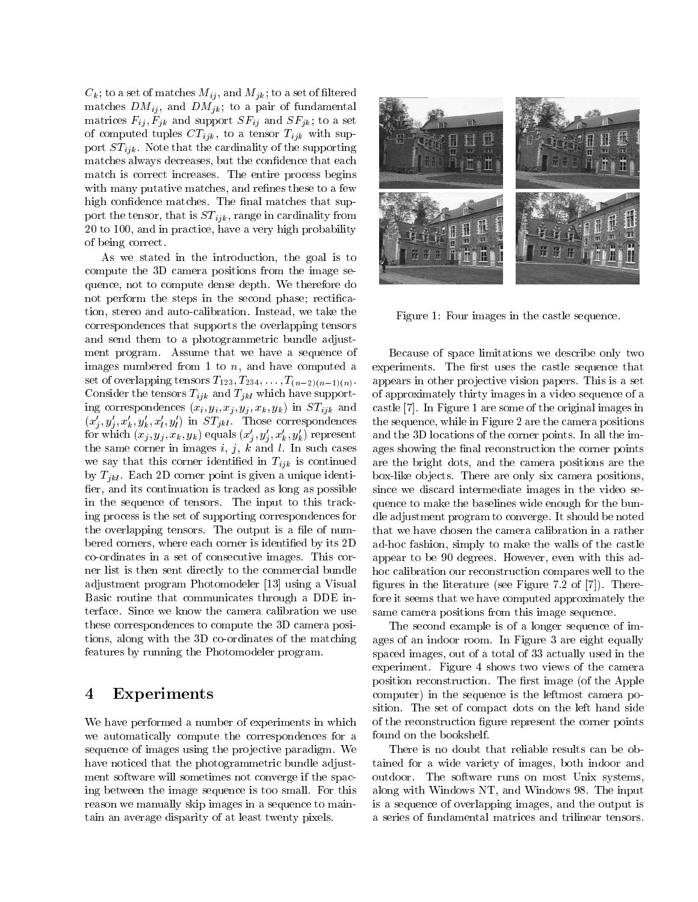$C_k$; to a set of matches $M_{ij}$, and $M_{jk}$; to a set of filtered matches $DM_{ij}$, and $DM_{jk}$; to a pair of fundamental matrices $F_{ij}, F_{jk}$ and support $SF_{ij}$ and $SF_{jk}$; to a set of computed tuples $CT_{ijk}$, to a tensor $T_{ijk}$ with support $ST_{ijk}$. Note that the cardinality of the supporting matches always decreases, but the confidence that each match is correct increases. The entire process begins with many putative matches, and refines these to a few high confidence matches. The final matches that support the tensor, that is $ST_{ijk}$, range in cardinality from 20 to 100, and in practice, have a very high probability of being correct.

As we stated in the introduction, the goal is to compute the 3D camera positions from the image sequence, not to compute dense depth. We therefore do not perform the steps in the second phase; rectification, stereo and auto-calibration. Instead, we take the correspondences that supports the overlapping tensors and send them to a photogrammetric bundle adjustment program. Assume that we have a sequence of images numbered from 1 to $n$, and have computed a set of overlapping tensors $T_{123}, T_{234}, \ldots, T_{(n-2)(n-1)(n)}$. Consider the tensors $T_{ijk}$ and $T_{jkl}$ which have supporting correspondences $(x_i, y_i, x_j, y_j, x_k, y_k)$ in $ST_{ijk}$ and $(x'_j, y'_j, x'_k, y'_k, x'_l, y'_l)$ in $ST_{jkl}$. Those correspondences for which $(x_j, y_j, x_k, y_k)$ equals $(x'_j, y'_j, x'_k, y'_k)$ represent the same corner in images $i$, $j$, $k$ and $l$. In such cases we say that this corner identified in $T_{ijk}$ is continued by $T_{jkl}$. Each 2D corner point is given a unique identifier, and its continuation is tracked as long as possible in the sequence of tensors. The input to this tracking process is the set of supporting correspondences for the overlapping tensors. The output is a file of numbered corners, where each corner is identified by its 2D co-ordinates in a set of consecutive images. This corner list is then sent directly to the commercial bundle adjustment program Photomodeler [13] using a Visual Basic routine that communicates through a DDE interface. Since we know the camera calibration we use these correspondences to compute the 3D camera positions, along with the 3D co-ordinates of the matching features by running the Photomodeler program.

# 4 Experiments

We have performed a number of experiments in which we automatically compute the correspondences for a sequence of images using the projective paradigm. We have noticed that the photogrammetric bundle adjustment software will sometimes not converge if the spacing between the image sequence is too small. For this reason we manually skip images in a sequence to maintain an average disparity of at least twenty pixels.

Figure 1: Four images in the castle sequence.

Because of space limitations we describe only two experiments. The first uses the castle sequence that appears in other projective vision papers. This is a set of approximately thirty images in a video sequence of a castle [7]. In Figure 1 are some of the original images in the sequence, while in Figure 2 are the camera positions and the 3D locations of the corner points. In all the images showing the final reconstruction the corner points are the bright dots, and the camera positions are the box-like objects. There are only six camera positions, since we discard intermediate images in the video sequence to make the baselines wide enough for the bundle adjustment program to converge. It should be noted that we have chosen the camera calibration in a rather ad-hoc fashion, simply to make the walls of the castle appear to be 90 degrees. However, even with this adhoc calibration our reconstruction compares well to the figures in the literature (see Figure 7.2 of [7]). Therefore it seems that we have computed approximately the same camera positions from this image sequence.

The second example is of a longer sequence of images of an indoor room. In Figure 3 are eight equally spaced images, out of a total of 33 actually used in the experiment. Figure 4 shows two views of the camera position reconstruction. The first image (of the Apple computer) in the sequence is the leftmost camera position. The set of compact dots on the left hand side of the reconstruction figure represent the corner points found on the bookshelf.

There is no doubt that reliable results can be obtained for a wide variety of images, both indoor and outdoor. The software runs on most Unix systems, along with Windows NT, and Windows 98. The input is a sequence of overlapping images, and the output is a series of fundamental matrices and trilinear tensors.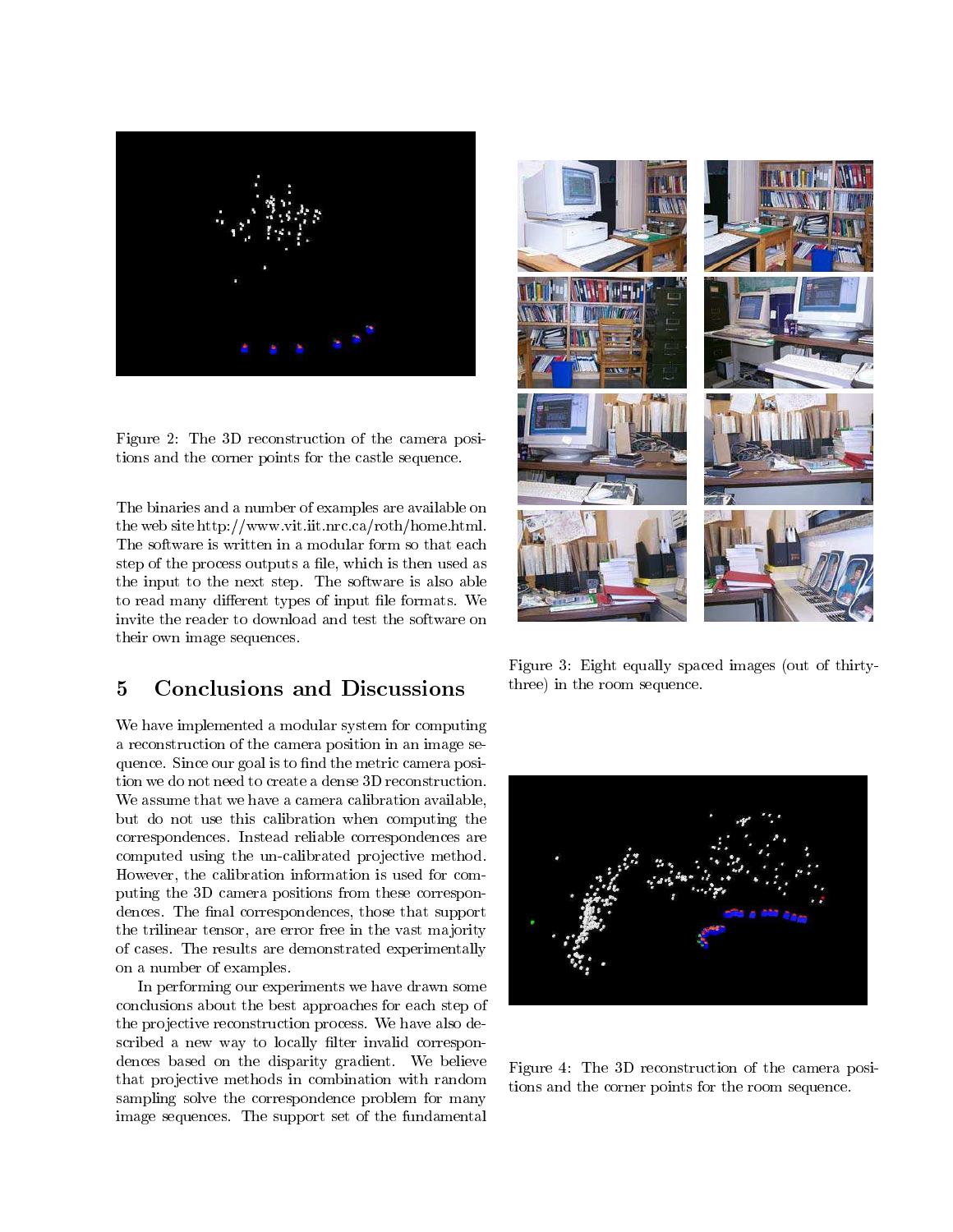Figure 2: The 3D reconstruction of the camera positions and the corner points for the castle sequence.

The binaries and a number of examples are available on the web site http://www.vit.iit.nrc.ca/roth/home.html. The software is written in a modular form so that each step of the process outputs a file, which is then used as the input to the next step. The software is also able to read many different types of input file formats. We invite the reader to download and test the software on their own image sequences.

## 5 Conclusions and Discussions

We have implemented a modular system for computing a reconstruction of the camera position in an image sequence. Since our goal is to find the metric camera position we do not need to create a dense 3D reconstruction. We assume that we have a camera calibration available, but do not use this calibration when computing the correspondences. Instead reliable correspondences are computed using the un-calibrated projective method. However, the calibration information is used for computing the 3D camera positions from these correspondences. The final correspondences, those that support the trilinear tensor, are error free in the vast majority of cases. The results are demonstrated experimentally on a number of examples.

In performing our experiments we have drawn some conclusions about the best approaches for each step of the projective reconstruction process. We have also described a new way to locally filter invalid correspondences based on the disparity gradient. We believe that projective methods in combination with random sampling solve the correspondence problem for many image sequences. The support set of the fundamental

Figure 3: Eight equally spaced images (out of thirty-three) in the room sequence.

Figure 4: The 3D reconstruction of the camera positions and the corner points for the room sequence.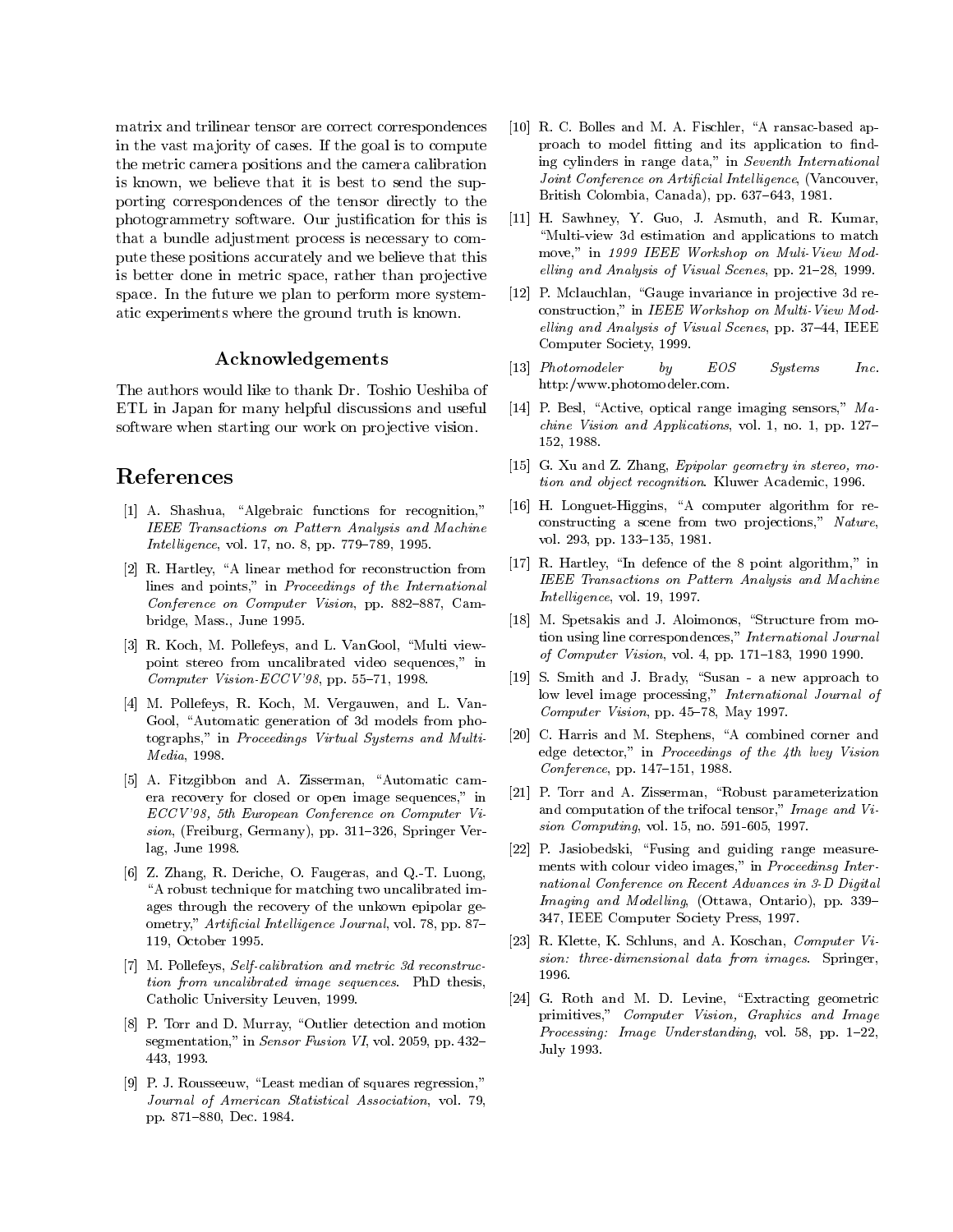matrix and trilinear tensor are correct correspondences in the vast majority of cases. If the goal is to compute the metric camera positions and the camera calibration is known, we believe that it is best to send the supporting correspondences of the tensor directly to the photogrammetry software. Our justification for this is that a bundle adjustment process is necessary to compute these positions accurately and we believe that this is better done in metric space, rather than projective space. In the future we plan to perform more systematic experiments where the ground truth is known.

### Acknowledgements

The authors would like to thank Dr. Toshio Ueshiba of ETL in Japan for many helpful discussions and useful software when starting our work on projective vision.

## References

[1] A. Shashua, "Algebraic functions for recognition," *IEEE Transactions on Pattern Analysis and Machine Intelligence*, vol. 17, no. 8, pp. 779–789, 1995.

[2] R. Hartley, "A linear method for reconstruction from lines and points," in *Proceedings of the International Conference on Computer Vision*, pp. 882–887, Cambridge, Mass., June 1995.

[3] R. Koch, M. Pollefeys, and L. VanGool, "Multi viewpoint stereo from uncalibrated video sequences," in *Computer Vision-ECCV'98*, pp. 55–71, 1998.

[4] M. Pollefeys, R. Koch, M. Vergauwen, and L. VanGool, "Automatic generation of 3d models from photographs," in *Proceedings Virtual Systems and MultiMedia*, 1998.

[5] A. Fitzgibbon and A. Zisserman, "Automatic camera recovery for closed or open image sequences," in *ECCV'98, 5th European Conference on Computer Vision*, (Freiburg, Germany), pp. 311–326, Springer Verlag, June 1998.

[6] Z. Zhang, R. Deriche, O. Faugeras, and Q.-T. Luong, "A robust technique for matching two uncalibrated images through the recovery of the unkown epipolar geometry," *Artificial Intelligence Journal*, vol. 78, pp. 87–119, October 1995.

[7] M. Pollefeys, *Self-calibration and metric 3d reconstruction from uncalibrated image sequences*. PhD thesis, Catholic University Leuven, 1999.

[8] P. Torr and D. Murray, "Outlier detection and motion segmentation," in *Sensor Fusion VI*, vol. 2059, pp. 432–443, 1993.

[9] P. J. Rousseeuw, "Least median of squares regression," *Journal of American Statistical Association*, vol. 79, pp. 871–880, Dec. 1984.

[10] R. C. Bolles and M. A. Fischler, "A ransac-based approach to model fitting and its application to finding cylinders in range data," in *Seventh International Joint Conference on Artificial Intelligence*, (Vancouver, British Colombia, Canada), pp. 637–643, 1981.

[11] H. Sawhney, Y. Guo, J. Asmuth, and R. Kumar, "Multi-view 3d estimation and applications to match move," in *1999 IEEE Workshop on Muli-View Modelling and Analysis of Visual Scenes*, pp. 21–28, 1999.

[12] P. Mclauchlan, "Gauge invariance in projective 3d reconstruction," in *IEEE Workshop on Multi-View Modelling and Analysis of Visual Scenes*, pp. 37–44, IEEE Computer Society, 1999.

[13] *Photomodeler by EOS Systems Inc.* http:/www.photomodeler.com.

[14] P. Besl, "Active, optical range imaging sensors," *Machine Vision and Applications*, vol. 1, no. 1, pp. 127–152, 1988.

[15] G. Xu and Z. Zhang, *Epipolar geometry in stereo, motion and object recognition*. Kluwer Academic, 1996.

[16] H. Longuet-Higgins, "A computer algorithm for reconstructing a scene from two projections," *Nature*, vol. 293, pp. 133–135, 1981.

[17] R. Hartley, "In defence of the 8 point algorithm," in *IEEE Transactions on Pattern Analysis and Machine Intelligence*, vol. 19, 1997.

[18] M. Spetsakis and J. Aloimonos, "Structure from motion using line correspondences," *International Journal of Computer Vision*, vol. 4, pp. 171–183, 1990 1990.

[19] S. Smith and J. Brady, "Susan - a new approach to low level image processing," *International Journal of Computer Vision*, pp. 45–78, May 1997.

[20] C. Harris and M. Stephens, "A combined corner and edge detector," in *Proceedings of the 4th Ivey Vision Conference*, pp. 147–151, 1988.

[21] P. Torr and A. Zisserman, "Robust parameterization and computation of the trifocal tensor," *Image and Vision Computing*, vol. 15, no. 591-605, 1997.

[22] P. Jasiobedski, "Fusing and guiding range measurements with colour video images," in *Proceedinsg International Conference on Recent Advances in 3-D Digital Imaging and Modelling*, (Ottawa, Ontario), pp. 339–347, IEEE Computer Society Press, 1997.

[23] R. Klette, K. Schluns, and A. Koschan, *Computer Vision: three-dimensional data from images*. Springer, 1996.

[24] G. Roth and M. D. Levine, "Extracting geometric primitives," *Computer Vision, Graphics and Image Processing: Image Understanding*, vol. 58, pp. 1–22, July 1993.